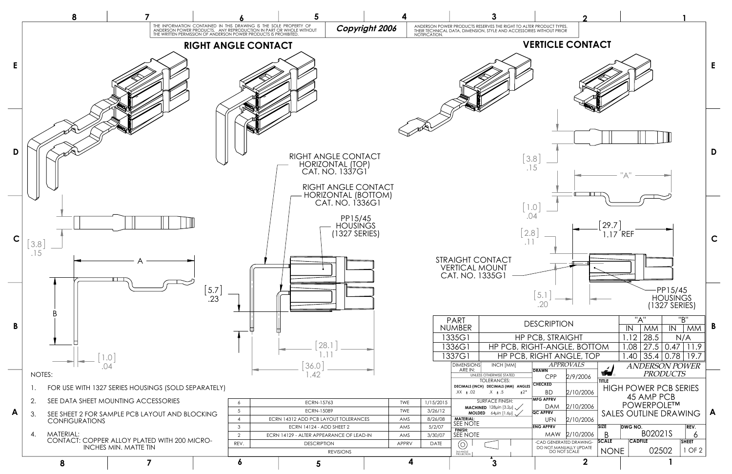THE INFORMATION CONTAINED IN THIS DRAWING IS THE SOLE PROPERTY OF ANDERSON POWER PRODUCTS. ANY REPRODUCTION IN PART OR WHOLE WITHOUT THE WRITTEN PERMISSION OF ANDERSON POWER PRODUCTS IS PROHIBITED.

*Copyright 2006*

ANDERSON POWER PRODUCTS RESERVES THE RIGHT TO ALTER PRODUCT TYPES, THEIR TECHNICAL DATA, DIMENSION, STYLE AND ACCESSORIES WITHOUT PRIOR NOTIFICATION.

## RIGHT ANGLE CONTACT

## VERTICLE CONTACT

RIGHT ANGLE CONTACT HORIZONTAL (TOP) CAT. NO. 1337G1

RIGHT ANGLE CONTACT HORIZONTAL (BOTTOM) CAT. NO. 1336G1

PP15/45 HOUSINGS (1327 SERIES)

STRAIGHT CONTACT VERTICAL MOUNT CAT. NO. 1335G1

PP15/45 HOUSINGS (1327 SERIES)

[3.8] .15

[1.0] .04

[5.7] .23

[28.1] 1.11

[36.0] 1.42

[3.8] .15

[1.0] .04

[2.8] .11

[29.7] 1.17 REF

[5.1] .20

"A"

A

B

| PART NUMBER | DESCRIPTION | "A" IN | "A" MM | "B" IN | "B" MM |
|---|---|---|---|---|---|
| 1335G1 | HP PCB, STRAIGHT | 1.12 | 28.5 | N/A | |
| 1336G1 | HP PCB, RIGHT-ANGLE, BOTTOM | 1.08 | 27.5 | 0.47 | 11.9 |
| 1337G1 | HP PCB, RIGHT ANGLE, TOP | 1.40 | 35.4 | 0.78 | 19.7 |

NOTES:

1. FOR USE WITH 1327 SERIES HOUSINGS (SOLD SEPARATELY)
2. SEE DATA SHEET MOUNTING ACCESSORIES
3. SEE SHEET 2 FOR SAMPLE PCB LAYOUT AND BLOCKING CONFIGURATIONS
4. MATERIAL:
   CONTACT: COPPER ALLOY PLATED WITH 200 MICRO-INCHES MIN. MATTE TIN

| REV. | DESCRIPTION | APPRV | DATE |
|---|---|---|---|
| 6 | ECRN-15763 | TWE | 1/15/2015 |
| 5 | ECRN-15089 | TWE | 3/26/12 |
| 4 | ECRN 14312 ADD PCB LAYOUT TOLERANCES | AMS | 8/26/08 |
| 3 | ECRN 14124 - ADD SHEET 2 | AMS | 5/2/07 |
| 2 | ECRN 14129 - ALTER APPEARANCE OF LEAD-IN | AMS | 3/30/07 |

REVISIONS

DIMENSIONS ARE IN: INCH [MM]
UNLESS OTHERWISE STATED
TOLERANCES:
DECIMALS (INCH) .XX ± .02; DECIMALS (MM) .X ± .5; ANGLES ±2°
SURFACE FINISH: MACHINED 128µin [3.2µ]; MOLDED 64µin [1.6µ]
MATERIAL: SEE NOTE
FINISH: SEE NOTE
3rd ANGLE PROJECTION

| APPROVALS | | |
|---|---|---|
| DRAWN | CPP | 2/9/2006 |
| CHECKED | BD | 2/10/2006 |
| MFG APPRV | DAM | 2/10/2006 |
| QC APPRV | UFN | 2/10/2006 |
| ENG APPRV | MAW | 2/10/2006 |

-CAD GENERATED DRAWING- DO NOT MANUALLY UPDATE DO NOT SCALE

*ANDERSON POWER PRODUCTS*

TITLE: HIGH POWER PCB SERIES 45 AMP PCB POWERPOLE™ SALES OUTLINE DRAWING

SIZE: B | DWG NO.: B02021S | REV.: 6
SCALE: NONE | CADFILE: 02502 | SHEET: 1 OF 2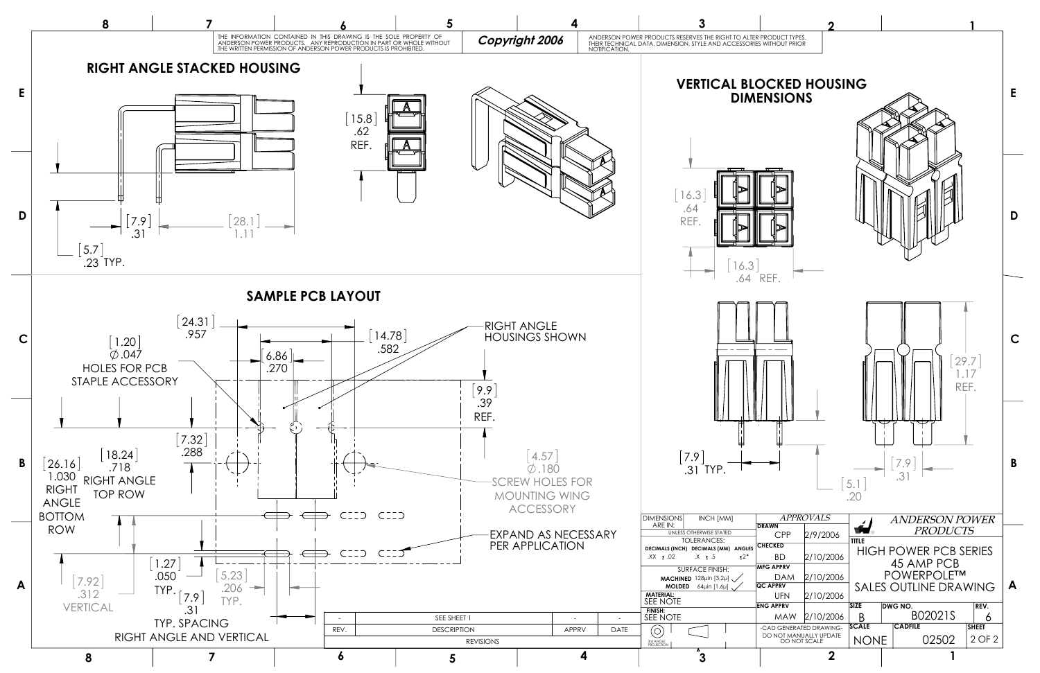THE INFORMATION CONTAINED IN THIS DRAWING IS THE SOLE PROPERTY OF ANDERSON POWER PRODUCTS. ANY REPRODUCTION IN PART OR WHOLE WITHOUT THE WRITTEN PERMISSION OF ANDERSON POWER PRODUCTS IS PROHIBITED.

**Copyright 2006**

ANDERSON POWER PRODUCTS RESERVES THE RIGHT TO ALTER PRODUCT TYPES, THEIR TECHNICAL DATA, DIMENSION, STYLE AND ACCESSORIES WITHOUT PRIOR NOTIFICATION.

## RIGHT ANGLE STACKED HOUSING

[15.8] .62 REF.

[7.9] .31

[28.1] 1.11

[5.7] .23 TYP.

## VERTICAL BLOCKED HOUSING DIMENSIONS

[16.3] .64 REF.

[16.3] .64 REF.

[29.7] 1.17 REF.

[7.9] .31 TYP.

[5.1] .20

[7.9] .31

## SAMPLE PCB LAYOUT

[24.31] .957

[14.78] .582

[1.20] ∅.047 HOLES FOR PCB STAPLE ACCESSORY

[6.86] .270

RIGHT ANGLE HOUSINGS SHOWN

[9.9] .39 REF.

[7.32] .288

[18.24] .718 RIGHT ANGLE TOP ROW

[26.16] 1.030 RIGHT ANGLE BOTTOM ROW

[4.57] ∅.180 SCREW HOLES FOR MOUNTING WING ACCESSORY

EXPAND AS NECESSARY PER APPLICATION

[1.27] .050 TYP.

[5.23] .206 TYP.

[7.92] .312 VERTICAL

[7.9] .31 TYP. SPACING RIGHT ANGLE AND VERTICAL

| REV. | DESCRIPTION | APPRV | DATE |
|---|---|---|---|
| - | SEE SHEET 1 | - | - |

REVISIONS

DIMENSIONS ARE IN: INCH [MM]
UNLESS OTHERWISE STATED
TOLERANCES:
DECIMALS (INCH) .XX ± .02 DECIMALS (MM) .X ± .5 ANGLES ±2°
SURFACE FINISH:
MACHINED 128μin [3.2μ]
MOLDED 64μin [1.6μ]
MATERIAL: SEE NOTE
FINISH: SEE NOTE
3RD ANGLE PROJECTION

| APPROVALS | | |
|---|---|---|
| DRAWN | CPP | 2/9/2006 |
| CHECKED | BD | 2/10/2006 |
| MFG APPRV | DAM | 2/10/2006 |
| QC APPRV | UFN | 2/10/2006 |
| ENG APPRV | MAW | 2/10/2006 |

-CAD GENERATED DRAWING- DO NOT MANUALLY UPDATE DO NOT SCALE

ANDERSON POWER PRODUCTS

TITLE: HIGH POWER PCB SERIES 45 AMP PCB POWERPOLE™ SALES OUTLINE DRAWING

| SIZE | DWG NO. | REV. |
|---|---|---|
| B | B02021S | 6 |
| SCALE | CADFILE | SHEET |
| NONE | 02502 | 2 OF 2 |